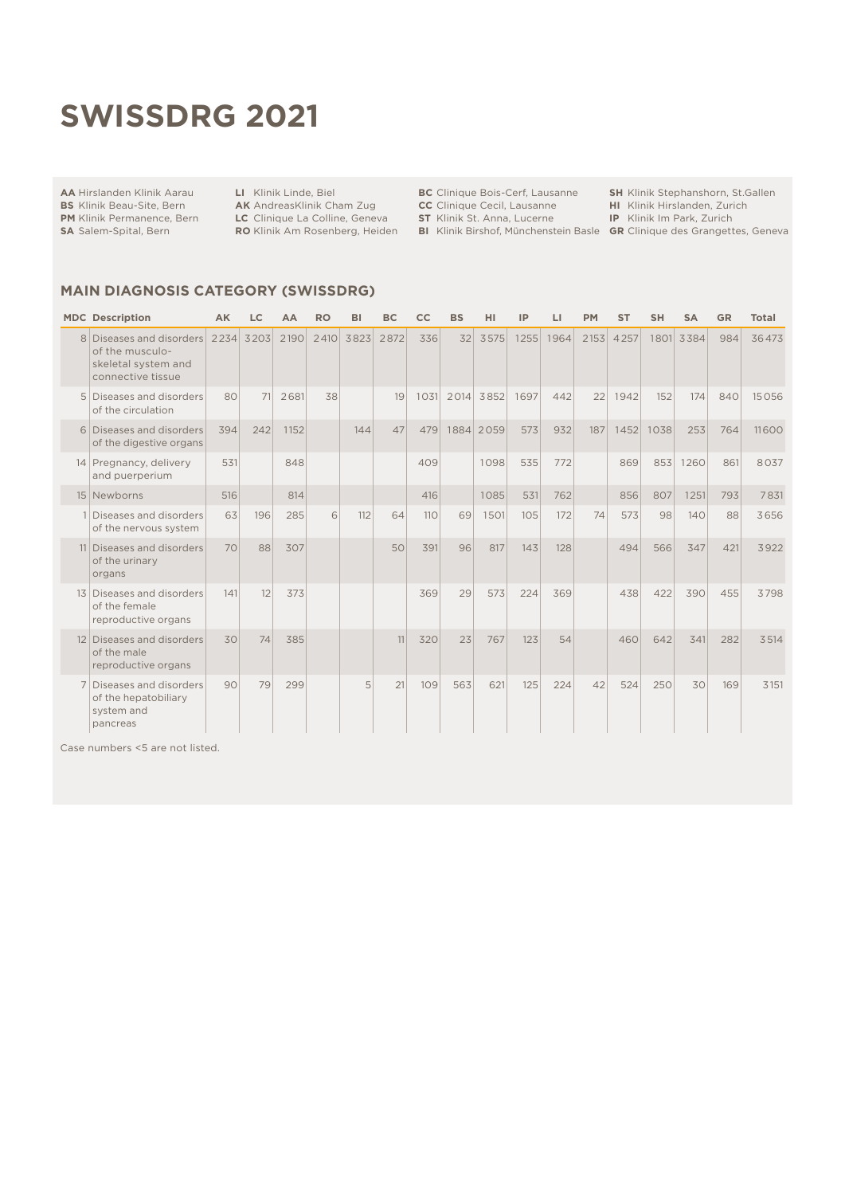# SWISSDRG 2021

**AA** Hirslanden Klinik Aarau
**BS** Klinik Beau-Site, Bern
**PM** Klinik Permanence, Bern
**SA** Salem-Spital, Bern

**LI** Klinik Linde, Biel
**AK** AndreasKlinik Cham Zug
**LC** Clinique La Colline, Geneva
**RO** Klinik Am Rosenberg, Heiden

**BC** Clinique Bois-Cerf, Lausanne
**CC** Clinique Cecil, Lausanne
**ST** Klinik St. Anna, Lucerne
**BI** Klinik Birshof, Münchenstein Basle

**SH** Klinik Stephanshorn, St.Gallen
**HI** Klinik Hirslanden, Zurich
**IP** Klinik Im Park, Zurich
**GR** Clinique des Grangettes, Geneva

## MAIN DIAGNOSIS CATEGORY (SWISSDRG)

| MDC | Description | AK | LC | AA | RO | BI | BC | CC | BS | HI | IP | LI | PM | ST | SH | SA | GR | Total |
|---|---|---|---|---|---|---|---|---|---|---|---|---|---|---|---|---|---|---|
| 8 | Diseases and disorders of the musculo-skeletal system and connective tissue | 2234 | 3203 | 2190 | 2410 | 3823 | 2872 | 336 | 32 | 3575 | 1255 | 1964 | 2153 | 4257 | 1801 | 3384 | 984 | 36473 |
| 5 | Diseases and disorders of the circulation | 80 | 71 | 2681 | 38 | | 19 | 1031 | 2014 | 3852 | 1697 | 442 | 22 | 1942 | 152 | 174 | 840 | 15056 |
| 6 | Diseases and disorders of the digestive organs | 394 | 242 | 1152 | | 144 | 47 | 479 | 1884 | 2059 | 573 | 932 | 187 | 1452 | 1038 | 253 | 764 | 11600 |
| 14 | Pregnancy, delivery and puerperium | 531 | | 848 | | | | 409 | | 1098 | 535 | 772 | | 869 | 853 | 1260 | 861 | 8037 |
| 15 | Newborns | 516 | | 814 | | | | 416 | | 1085 | 531 | 762 | | 856 | 807 | 1251 | 793 | 7831 |
| 1 | Diseases and disorders of the nervous system | 63 | 196 | 285 | 6 | 112 | 64 | 110 | 69 | 1501 | 105 | 172 | 74 | 573 | 98 | 140 | 88 | 3656 |
| 11 | Diseases and disorders of the urinary organs | 70 | 88 | 307 | | | 50 | 391 | 96 | 817 | 143 | 128 | | 494 | 566 | 347 | 421 | 3922 |
| 13 | Diseases and disorders of the female reproductive organs | 141 | 12 | 373 | | | | 369 | 29 | 573 | 224 | 369 | | 438 | 422 | 390 | 455 | 3798 |
| 12 | Diseases and disorders of the male reproductive organs | 30 | 74 | 385 | | | 11 | 320 | 23 | 767 | 123 | 54 | | 460 | 642 | 341 | 282 | 3514 |
| 7 | Diseases and disorders of the hepatobiliary system and pancreas | 90 | 79 | 299 | | 5 | 21 | 109 | 563 | 621 | 125 | 224 | 42 | 524 | 250 | 30 | 169 | 3151 |

Case numbers <5 are not listed.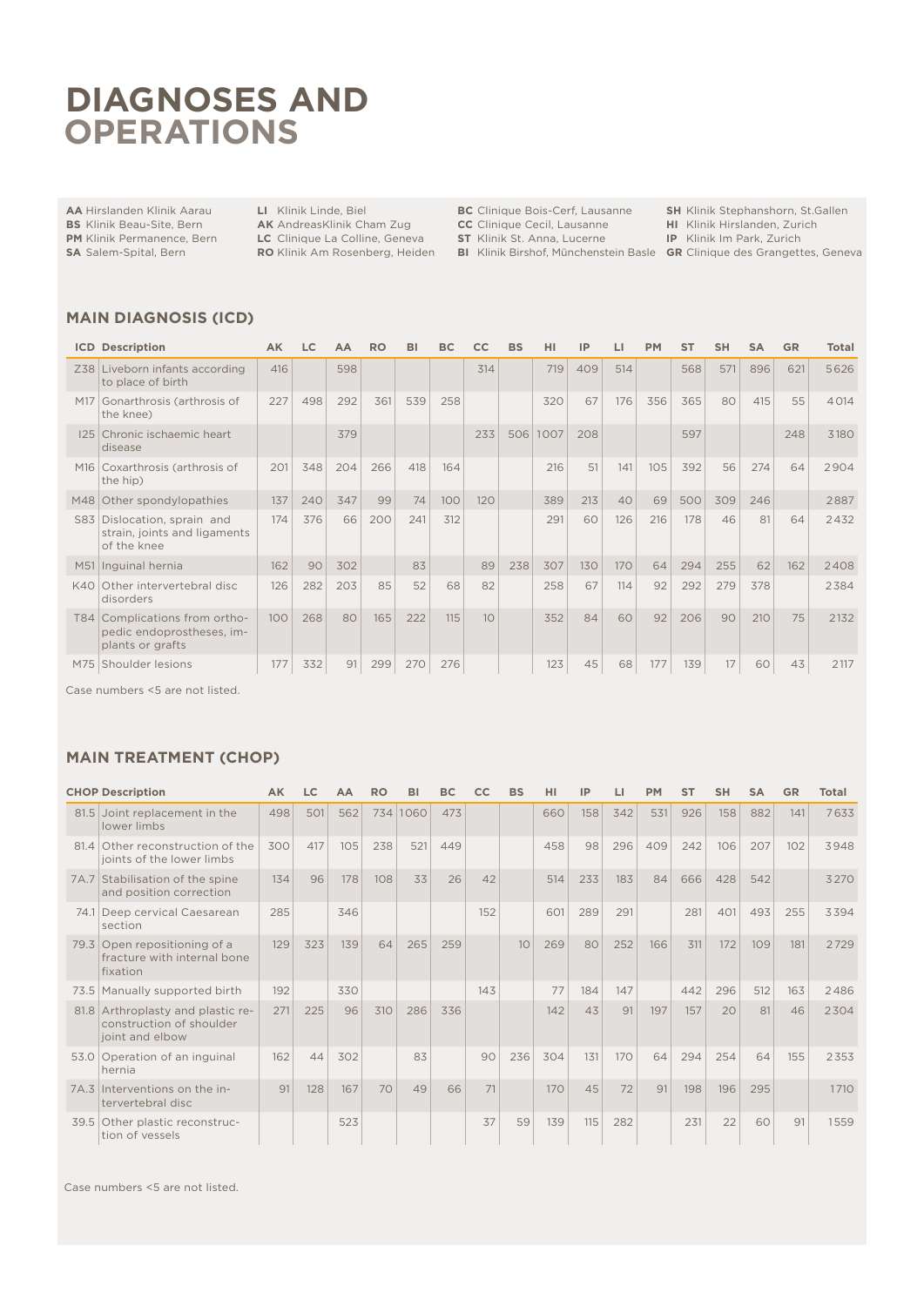# DIAGNOSES AND OPERATIONS

**AA** Hirslanden Klinik Aarau
**BS** Klinik Beau-Site, Bern
**PM** Klinik Permanence, Bern
**SA** Salem-Spital, Bern
**LI** Klinik Linde, Biel
**AK** AndreasKlinik Cham Zug
**LC** Clinique La Colline, Geneva
**RO** Klinik Am Rosenberg, Heiden
**BC** Clinique Bois-Cerf, Lausanne
**CC** Clinique Cecil, Lausanne
**ST** Klinik St. Anna, Lucerne
**BI** Klinik Birshof, Münchenstein Basle
**SH** Klinik Stephanshorn, St.Gallen
**HI** Klinik Hirslanden, Zurich
**IP** Klinik Im Park, Zurich
**GR** Clinique des Grangettes, Geneva

## MAIN DIAGNOSIS (ICD)

| ICD | Description | AK | LC | AA | RO | BI | BC | CC | BS | HI | IP | LI | PM | ST | SH | SA | GR | Total |
|---|---|---|---|---|---|---|---|---|---|---|---|---|---|---|---|---|---|---|
| Z38 | Liveborn infants according to place of birth | 416 | | 598 | | | | 314 | | 719 | 409 | 514 | | 568 | 571 | 896 | 621 | 5626 |
| M17 | Gonarthrosis (arthrosis of the knee) | 227 | 498 | 292 | 361 | 539 | 258 | | | 320 | 67 | 176 | 356 | 365 | 80 | 415 | 55 | 4014 |
| I25 | Chronic ischaemic heart disease | | | 379 | | | | 233 | 506 | 1007 | 208 | | | 597 | | | 248 | 3180 |
| M16 | Coxarthrosis (arthrosis of the hip) | 201 | 348 | 204 | 266 | 418 | 164 | | | 216 | 51 | 141 | 105 | 392 | 56 | 274 | 64 | 2904 |
| M48 | Other spondylopathies | 137 | 240 | 347 | 99 | 74 | 100 | 120 | | 389 | 213 | 40 | 69 | 500 | 309 | 246 | | 2887 |
| S83 | Dislocation, sprain and strain, joints and ligaments of the knee | 174 | 376 | 66 | 200 | 241 | 312 | | | 291 | 60 | 126 | 216 | 178 | 46 | 81 | 64 | 2432 |
| M51 | Inguinal hernia | 162 | 90 | 302 | | 83 | | 89 | 238 | 307 | 130 | 170 | 64 | 294 | 255 | 62 | 162 | 2408 |
| K40 | Other intervertebral disc disorders | 126 | 282 | 203 | 85 | 52 | 68 | 82 | | 258 | 67 | 114 | 92 | 292 | 279 | 378 | | 2384 |
| T84 | Complications from orthopedic endoprostheses, implants or grafts | 100 | 268 | 80 | 165 | 222 | 115 | 10 | | 352 | 84 | 60 | 92 | 206 | 90 | 210 | 75 | 2132 |
| M75 | Shoulder lesions | 177 | 332 | 91 | 299 | 270 | 276 | | | 123 | 45 | 68 | 177 | 139 | 17 | 60 | 43 | 2117 |

Case numbers <5 are not listed.

## MAIN TREATMENT (CHOP)

| CHOP | Description | AK | LC | AA | RO | BI | BC | CC | BS | HI | IP | LI | PM | ST | SH | SA | GR | Total |
|---|---|---|---|---|---|---|---|---|---|---|---|---|---|---|---|---|---|---|
| 81.5 | Joint replacement in the lower limbs | 498 | 501 | 562 | 734 | 1060 | 473 | | | 660 | 158 | 342 | 531 | 926 | 158 | 882 | 141 | 7633 |
| 81.4 | Other reconstruction of the joints of the lower limbs | 300 | 417 | 105 | 238 | 521 | 449 | | | 458 | 98 | 296 | 409 | 242 | 106 | 207 | 102 | 3948 |
| 7A.7 | Stabilisation of the spine and position correction | 134 | 96 | 178 | 108 | 33 | 26 | 42 | | 514 | 233 | 183 | 84 | 666 | 428 | 542 | | 3270 |
| 74.1 | Deep cervical Caesarean section | 285 | | 346 | | | | 152 | | 601 | 289 | 291 | | 281 | 401 | 493 | 255 | 3394 |
| 79.3 | Open repositioning of a fracture with internal bone fixation | 129 | 323 | 139 | 64 | 265 | 259 | | 10 | 269 | 80 | 252 | 166 | 311 | 172 | 109 | 181 | 2729 |
| 73.5 | Manually supported birth | 192 | | 330 | | | | 143 | | 77 | 184 | 147 | | 442 | 296 | 512 | 163 | 2486 |
| 81.8 | Arthroplasty and plastic reconstruction of shoulder joint and elbow | 271 | 225 | 96 | 310 | 286 | 336 | | | 142 | 43 | 91 | 197 | 157 | 20 | 81 | 46 | 2304 |
| 53.0 | Operation of an inguinal hernia | 162 | 44 | 302 | | 83 | | 90 | 236 | 304 | 131 | 170 | 64 | 294 | 254 | 64 | 155 | 2353 |
| 7A.3 | Interventions on the intervertebral disc | 91 | 128 | 167 | 70 | 49 | 66 | 71 | | 170 | 45 | 72 | 91 | 198 | 196 | 295 | | 1710 |
| 39.5 | Other plastic reconstruction of vessels | | | 523 | | | | 37 | 59 | 139 | 115 | 282 | | 231 | 22 | 60 | 91 | 1559 |

Case numbers <5 are not listed.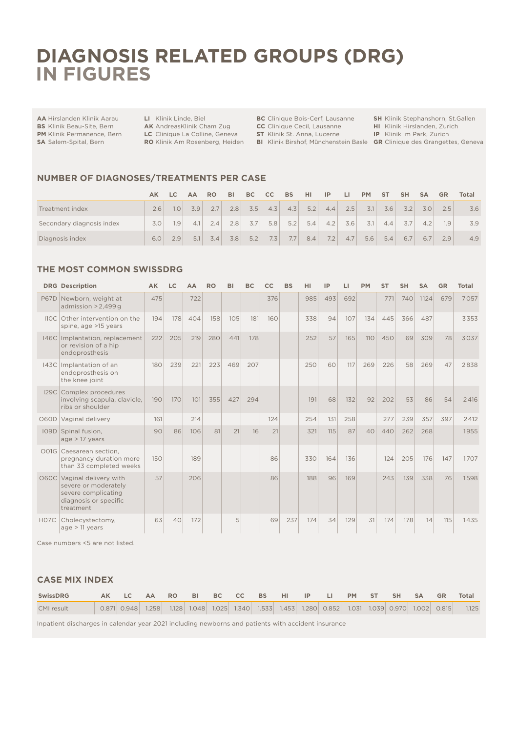# DIAGNOSIS RELATED GROUPS (DRG) IN FIGURES

**AA** Hirslanden Klinik Aarau
**BS** Klinik Beau-Site, Bern
**PM** Klinik Permanence, Bern
**SA** Salem-Spital, Bern
**LI** Klinik Linde, Biel
**AK** AndreasKlinik Cham Zug
**LC** Clinique La Colline, Geneva
**RO** Klinik Am Rosenberg, Heiden
**BC** Clinique Bois-Cerf, Lausanne
**CC** Clinique Cecil, Lausanne
**ST** Klinik St. Anna, Lucerne
**BI** Klinik Birshof, Münchenstein Basle
**SH** Klinik Stephanshorn, St.Gallen
**HI** Klinik Hirslanden, Zurich
**IP** Klinik Im Park, Zurich
**GR** Clinique des Grangettes, Geneva

## NUMBER OF DIAGNOSES/TREATMENTS PER CASE

| | AK | LC | AA | RO | BI | BC | CC | BS | HI | IP | LI | PM | ST | SH | SA | GR | Total |
|---|---|---|---|---|---|---|---|---|---|---|---|---|---|---|---|---|---|
| Treatment index | 2.6 | 1.0 | 3.9 | 2.7 | 2.8 | 3.5 | 4.3 | 4.3 | 5.2 | 4.4 | 2.5 | 3.1 | 3.6 | 3.2 | 3.0 | 2.5 | 3.6 |
| Secondary diagnosis index | 3.0 | 1.9 | 4.1 | 2.4 | 2.8 | 3.7 | 5.8 | 5.2 | 5.4 | 4.2 | 3.6 | 3.1 | 4.4 | 3.7 | 4.2 | 1.9 | 3.9 |
| Diagnosis index | 6.0 | 2.9 | 5.1 | 3.4 | 3.8 | 5.2 | 7.3 | 7.7 | 8.4 | 7.2 | 4.7 | 5.6 | 5.4 | 6.7 | 6.7 | 2.9 | 4.9 |

## THE MOST COMMON SWISSDRG

| DRG | Description | AK | LC | AA | RO | BI | BC | CC | BS | HI | IP | LI | PM | ST | SH | SA | GR | Total |
|---|---|---|---|---|---|---|---|---|---|---|---|---|---|---|---|---|---|---|
| P67D | Newborn, weight at admission >2,499 g | 475 | | 722 | | | | 376 | | 985 | 493 | 692 | | 771 | 740 | 1124 | 679 | 7057 |
| I10C | Other intervention on the spine, age >15 years | 194 | 178 | 404 | 158 | 105 | 181 | 160 | | 338 | 94 | 107 | 134 | 445 | 366 | 487 | | 3353 |
| I46C | Implantation, replacement or revision of a hip endoprosthesis | 222 | 205 | 219 | 280 | 441 | 178 | | | 252 | 57 | 165 | 110 | 450 | 69 | 309 | 78 | 3037 |
| I43C | Implantation of an endoprosthesis on the knee joint | 180 | 239 | 221 | 223 | 469 | 207 | | | 250 | 60 | 117 | 269 | 226 | 58 | 269 | 47 | 2838 |
| I29C | Complex procedures involving scapula, clavicle, ribs or shoulder | 190 | 170 | 101 | 355 | 427 | 294 | | | 191 | 68 | 132 | 92 | 202 | 53 | 86 | 54 | 2416 |
| O60D | Vaginal delivery | 161 | | 214 | | | | 124 | | 254 | 131 | 258 | | 277 | 239 | 357 | 397 | 2412 |
| I09D | Spinal fusion, age > 17 years | 90 | 86 | 106 | 81 | 21 | 16 | 21 | | 321 | 115 | 87 | 40 | 440 | 262 | 268 | | 1955 |
| O01G | Caesarean section, pregnancy duration more than 33 completed weeks | 150 | | 189 | | | | 86 | | 330 | 164 | 136 | | 124 | 205 | 176 | 147 | 1707 |
| O60C | Vaginal delivery with severe or moderately severe complicating diagnosis or specific treatment | 57 | | 206 | | | | 86 | | 188 | 96 | 169 | | 243 | 139 | 338 | 76 | 1598 |
| H07C | Cholecystectomy, age > 11 years | 63 | 40 | 172 | | 5 | | 69 | 237 | 174 | 34 | 129 | 31 | 174 | 178 | 14 | 115 | 1435 |

Case numbers <5 are not listed.

## CASE MIX INDEX

| SwissDRG | AK | LC | AA | RO | BI | BC | CC | BS | HI | IP | LI | PM | ST | SH | SA | GR | Total |
|---|---|---|---|---|---|---|---|---|---|---|---|---|---|---|---|---|---|
| CMI result | 0.871 | 0.948 | 1.258 | 1.128 | 1.048 | 1.025 | 1.340 | 1.533 | 1.453 | 1.280 | 0.852 | 1.031 | 1.039 | 0.970 | 1.002 | 0.815 | 1.125 |

Inpatient discharges in calendar year 2021 including newborns and patients with accident insurance